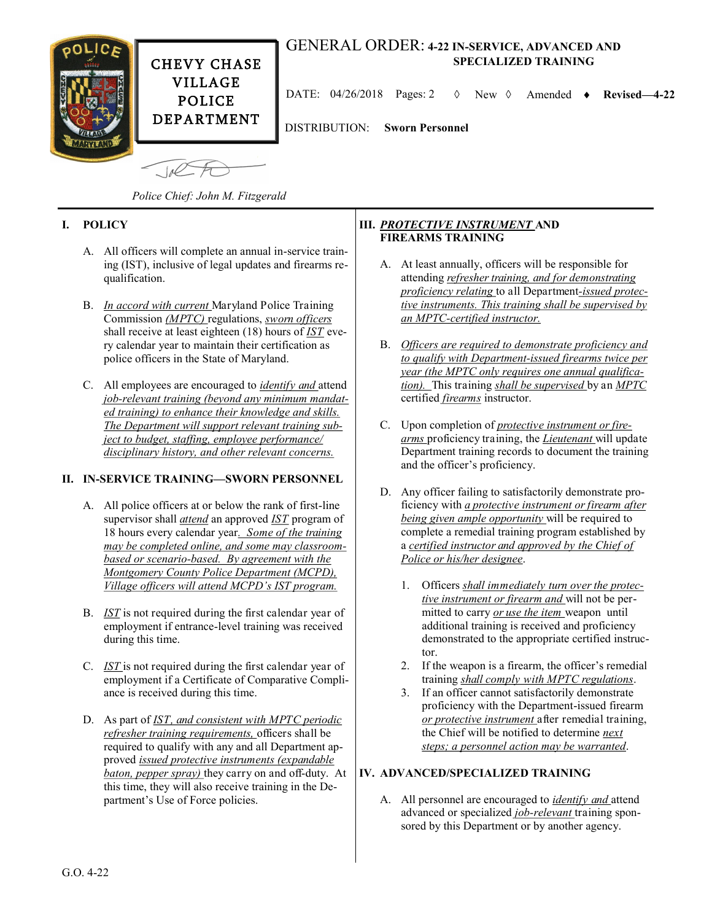# CHEVY CHASE VILLAGE POLICE DEPARTMENT

**GENERAL ORDER: 4-22 IN-SERVICE, ADVANCED AND SPECIALIZED TRAINING**

DATE: 04/26/2018 Pages: 2 ◊ New ◊ Amended ♦ **Revised—4-22**

DISTRIBUTION: **Sworn Personnel**

*Police Chief: John M. Fitzgerald*

## I. POLICY

A. All officers will complete an annual in-service training (IST), inclusive of legal updates and firearms requalification.

B. *In accord with current* Maryland Police Training Commission *(MPTC)* regulations, *sworn officers* shall receive at least eighteen (18) hours of *IST* every calendar year to maintain their certification as police officers in the State of Maryland.

C. All employees are encouraged to *identify and* attend *job-relevant training (beyond any minimum mandated training) to enhance their knowledge and skills. The Department will support relevant training subject to budget, staffing, employee performance/ disciplinary history, and other relevant concerns.*

## II. IN-SERVICE TRAINING—SWORN PERSONNEL

A. All police officers at or below the rank of first-line supervisor shall *attend* an approved *IST* program of 18 hours every calendar year*. Some of the training may be completed online, and some may classroom-based or scenario-based. By agreement with the Montgomery County Police Department (MCPD), Village officers will attend MCPD's IST program.*

B. *IST* is not required during the first calendar year of employment if entrance-level training was received during this time.

C. *IST* is not required during the first calendar year of employment if a Certificate of Comparative Compliance is received during this time.

D. As part of *IST, and consistent with MPTC periodic refresher training requirements,* officers shall be required to qualify with any and all Department approved *issued protective instruments (expandable baton, pepper spray)* they carry on and off-duty. At this time, they will also receive training in the Department's Use of Force policies.

## III. *PROTECTIVE INSTRUMENT* AND FIREARMS TRAINING

A. At least annually, officers will be responsible for attending *refresher training, and for demonstrating proficiency relating* to all Department*-issued protective instruments. This training shall be supervised by an MPTC-certified instructor.*

B. *Officers are required to demonstrate proficiency and to qualify with Department-issued firearms twice per year (the MPTC only requires one annual qualification).* This training *shall be supervised* by an *MPTC* certified *firearms* instructor.

C. Upon completion of *protective instrument or firearms* proficiency training, the *Lieutenant* will update Department training records to document the training and the officer's proficiency.

D. Any officer failing to satisfactorily demonstrate proficiency with *a protective instrument or firearm after being given ample opportunity* will be required to complete a remedial training program established by a *certified instructor and approved by the Chief of Police or his/her designee*.

1. Officers *shall immediately turn over the protective instrument or firearm and* will not be permitted to carry *or use the item* weapon until additional training is received and proficiency demonstrated to the appropriate certified instructor.
2. If the weapon is a firearm, the officer's remedial training *shall comply with MPTC regulations*.
3. If an officer cannot satisfactorily demonstrate proficiency with the Department-issued firearm *or protective instrument* after remedial training, the Chief will be notified to determine *next steps; a personnel action may be warranted*.

## IV. ADVANCED/SPECIALIZED TRAINING

A. All personnel are encouraged to *identify and* attend advanced or specialized *job-relevant* training sponsored by this Department or by another agency.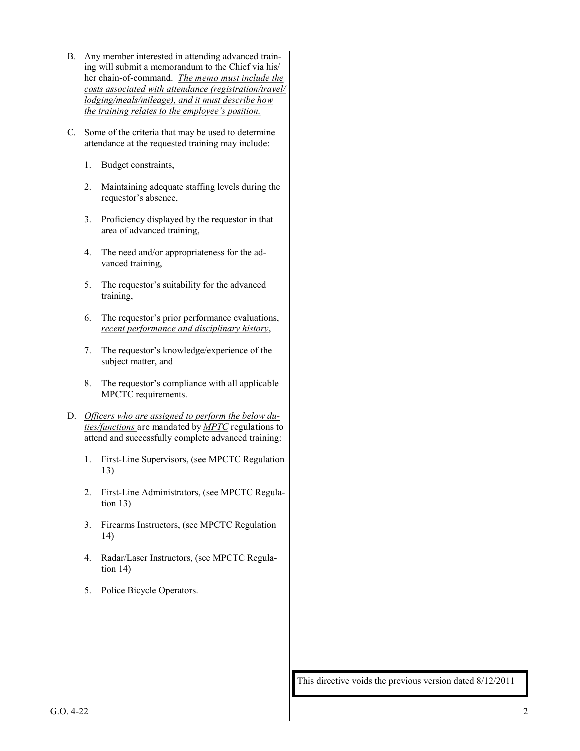B. Any member interested in attending advanced training will submit a memorandum to the Chief via his/her chain-of-command. <u>*The memo must include the costs associated with attendance (registration/travel/lodging/meals/mileage), and it must describe how the training relates to the employee's position.*</u>

C. Some of the criteria that may be used to determine attendance at the requested training may include:

1. Budget constraints,

2. Maintaining adequate staffing levels during the requestor's absence,

3. Proficiency displayed by the requestor in that area of advanced training,

4. The need and/or appropriateness for the advanced training,

5. The requestor's suitability for the advanced training,

6. The requestor's prior performance evaluations, <u>*recent performance and disciplinary history*</u>,

7. The requestor's knowledge/experience of the subject matter, and

8. The requestor's compliance with all applicable MPCTC requirements.

D. <u>*Officers who are assigned to perform the below duties/functions*</u> are mandated by <u>*MPTC*</u> regulations to attend and successfully complete advanced training:

1. First-Line Supervisors, (see MPCTC Regulation 13)

2. First-Line Administrators, (see MPCTC Regulation 13)

3. Firearms Instructors, (see MPCTC Regulation 14)

4. Radar/Laser Instructors, (see MPCTC Regulation 14)

5. Police Bicycle Operators.

This directive voids the previous version dated 8/12/2011

G.O. 4-22